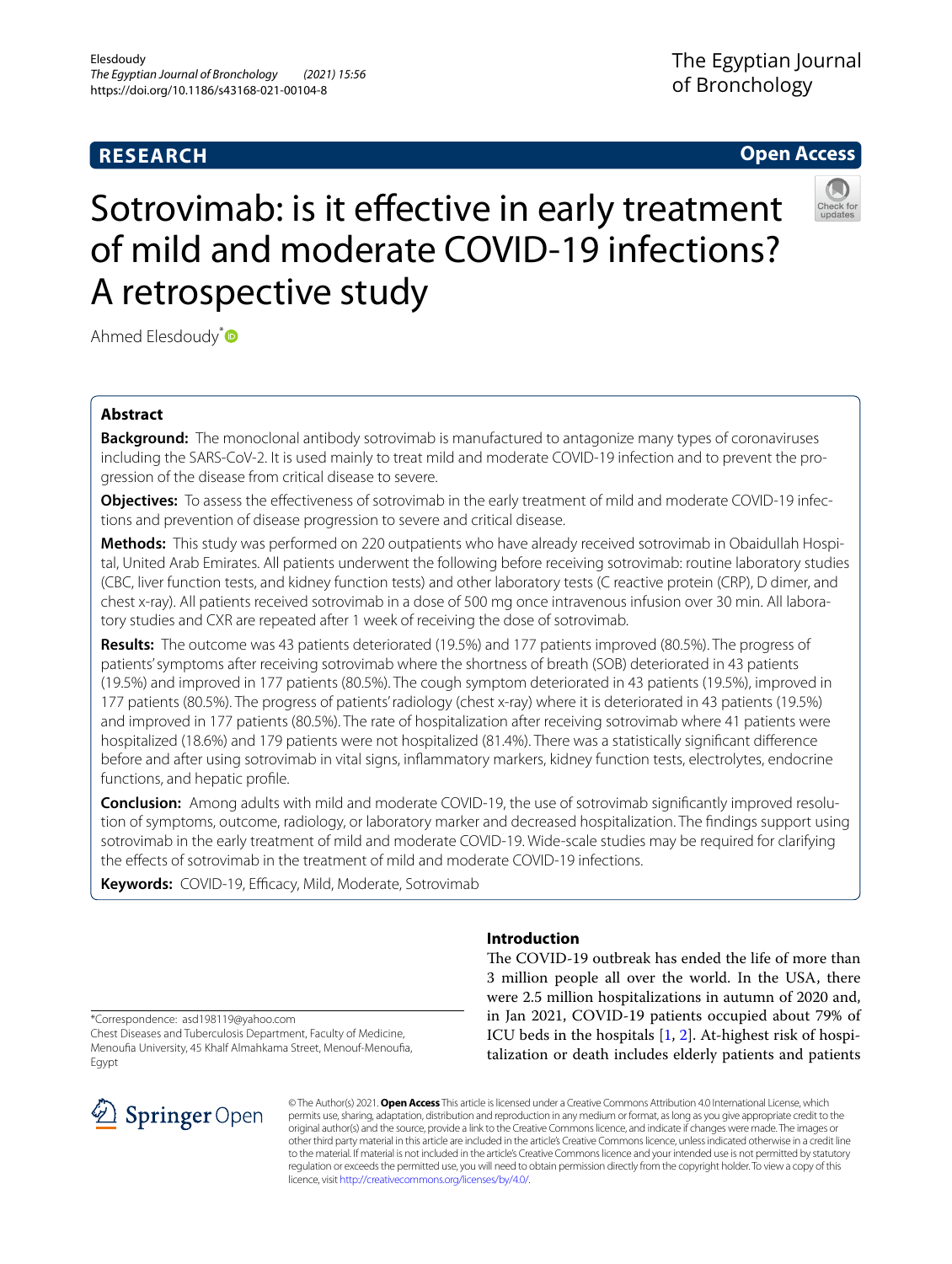**RESEARCH** **Open Access**

# Sotrovimab: is it effective in early treatment of mild and moderate COVID-19 infections? A retrospective study

Ahmed Elesdoudy*

## Abstract

**Background:** The monoclonal antibody sotrovimab is manufactured to antagonize many types of coronaviruses including the SARS-CoV-2. It is used mainly to treat mild and moderate COVID-19 infection and to prevent the progression of the disease from critical disease to severe.

**Objectives:** To assess the effectiveness of sotrovimab in the early treatment of mild and moderate COVID-19 infections and prevention of disease progression to severe and critical disease.

**Methods:** This study was performed on 220 outpatients who have already received sotrovimab in Obaidullah Hospital, United Arab Emirates. All patients underwent the following before receiving sotrovimab: routine laboratory studies (CBC, liver function tests, and kidney function tests) and other laboratory tests (C reactive protein (CRP), D dimer, and chest x-ray). All patients received sotrovimab in a dose of 500 mg once intravenous infusion over 30 min. All laboratory studies and CXR are repeated after 1 week of receiving the dose of sotrovimab.

**Results:** The outcome was 43 patients deteriorated (19.5%) and 177 patients improved (80.5%). The progress of patients' symptoms after receiving sotrovimab where the shortness of breath (SOB) deteriorated in 43 patients (19.5%) and improved in 177 patients (80.5%). The cough symptom deteriorated in 43 patients (19.5%), improved in 177 patients (80.5%). The progress of patients' radiology (chest x-ray) where it is deteriorated in 43 patients (19.5%) and improved in 177 patients (80.5%). The rate of hospitalization after receiving sotrovimab where 41 patients were hospitalized (18.6%) and 179 patients were not hospitalized (81.4%). There was a statistically significant difference before and after using sotrovimab in vital signs, inflammatory markers, kidney function tests, electrolytes, endocrine functions, and hepatic profile.

**Conclusion:** Among adults with mild and moderate COVID-19, the use of sotrovimab significantly improved resolution of symptoms, outcome, radiology, or laboratory marker and decreased hospitalization. The findings support using sotrovimab in the early treatment of mild and moderate COVID-19. Wide-scale studies may be required for clarifying the effects of sotrovimab in the treatment of mild and moderate COVID-19 infections.

**Keywords:** COVID-19, Efficacy, Mild, Moderate, Sotrovimab

*Correspondence: asd198119@yahoo.com
Chest Diseases and Tuberculosis Department, Faculty of Medicine, Menoufia University, 45 Khalf Almahkama Street, Menouf-Menoufia, Egypt

## Introduction

The COVID-19 outbreak has ended the life of more than 3 million people all over the world. In the USA, there were 2.5 million hospitalizations in autumn of 2020 and, in Jan 2021, COVID-19 patients occupied about 79% of ICU beds in the hospitals [1, 2]. At-highest risk of hospitalization or death includes elderly patients and patients

© The Author(s) 2021. **Open Access** This article is licensed under a Creative Commons Attribution 4.0 International License, which permits use, sharing, adaptation, distribution and reproduction in any medium or format, as long as you give appropriate credit to the original author(s) and the source, provide a link to the Creative Commons licence, and indicate if changes were made. The images or other third party material in this article are included in the article's Creative Commons licence, unless indicated otherwise in a credit line to the material. If material is not included in the article's Creative Commons licence and your intended use is not permitted by statutory regulation or exceeds the permitted use, you will need to obtain permission directly from the copyright holder. To view a copy of this licence, visit http://creativecommons.org/licenses/by/4.0/.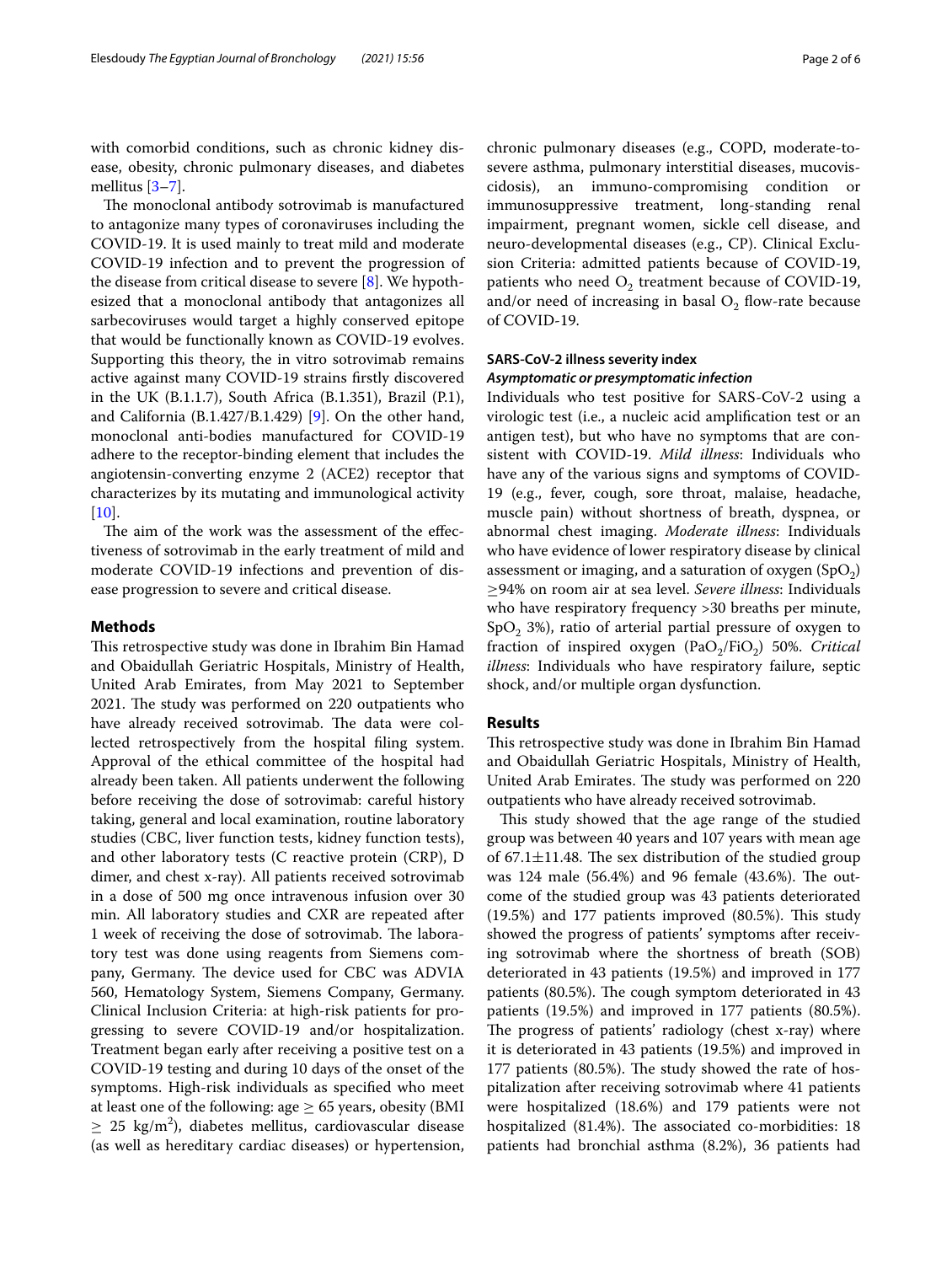with comorbid conditions, such as chronic kidney disease, obesity, chronic pulmonary diseases, and diabetes mellitus [3–7].

The monoclonal antibody sotrovimab is manufactured to antagonize many types of coronaviruses including the COVID-19. It is used mainly to treat mild and moderate COVID-19 infection and to prevent the progression of the disease from critical disease to severe [8]. We hypothesized that a monoclonal antibody that antagonizes all sarbecoviruses would target a highly conserved epitope that would be functionally known as COVID-19 evolves. Supporting this theory, the in vitro sotrovimab remains active against many COVID-19 strains firstly discovered in the UK (B.1.1.7), South Africa (B.1.351), Brazil (P.1), and California (B.1.427/B.1.429) [9]. On the other hand, monoclonal anti-bodies manufactured for COVID-19 adhere to the receptor-binding element that includes the angiotensin-converting enzyme 2 (ACE2) receptor that characterizes by its mutating and immunological activity [10].

The aim of the work was the assessment of the effectiveness of sotrovimab in the early treatment of mild and moderate COVID-19 infections and prevention of disease progression to severe and critical disease.

## Methods

This retrospective study was done in Ibrahim Bin Hamad and Obaidullah Geriatric Hospitals, Ministry of Health, United Arab Emirates, from May 2021 to September 2021. The study was performed on 220 outpatients who have already received sotrovimab. The data were collected retrospectively from the hospital filing system. Approval of the ethical committee of the hospital had already been taken. All patients underwent the following before receiving the dose of sotrovimab: careful history taking, general and local examination, routine laboratory studies (CBC, liver function tests, kidney function tests), and other laboratory tests (C reactive protein (CRP), D dimer, and chest x-ray). All patients received sotrovimab in a dose of 500 mg once intravenous infusion over 30 min. All laboratory studies and CXR are repeated after 1 week of receiving the dose of sotrovimab. The laboratory test was done using reagents from Siemens company, Germany. The device used for CBC was ADVIA 560, Hematology System, Siemens Company, Germany. Clinical Inclusion Criteria: at high-risk patients for progressing to severe COVID-19 and/or hospitalization. Treatment began early after receiving a positive test on a COVID-19 testing and during 10 days of the onset of the symptoms. High-risk individuals as specified who meet at least one of the following: age $\geq$ 65 years, obesity (BMI $\geq$ 25 kg/m$^2$), diabetes mellitus, cardiovascular disease (as well as hereditary cardiac diseases) or hypertension, chronic pulmonary diseases (e.g., COPD, moderate-to-severe asthma, pulmonary interstitial diseases, mucoviscidosis), an immuno-compromising condition or immunosuppressive treatment, long-standing renal impairment, pregnant women, sickle cell disease, and neuro-developmental diseases (e.g., CP). Clinical Exclusion Criteria: admitted patients because of COVID-19, patients who need $O_2$ treatment because of COVID-19, and/or need of increasing in basal $O_2$ flow-rate because of COVID-19.

### SARS-CoV-2 illness severity index

#### *Asymptomatic or presymptomatic infection*

Individuals who test positive for SARS-CoV-2 using a virologic test (i.e., a nucleic acid amplification test or an antigen test), but who have no symptoms that are consistent with COVID-19. *Mild illness*: Individuals who have any of the various signs and symptoms of COVID-19 (e.g., fever, cough, sore throat, malaise, headache, muscle pain) without shortness of breath, dyspnea, or abnormal chest imaging. *Moderate illness*: Individuals who have evidence of lower respiratory disease by clinical assessment or imaging, and a saturation of oxygen ($SpO_2$) $\geq$94% on room air at sea level. *Severe illness*: Individuals who have respiratory frequency >30 breaths per minute, $SpO_2$ 3%), ratio of arterial partial pressure of oxygen to fraction of inspired oxygen ($PaO_2/FiO_2$) 50%. *Critical illness*: Individuals who have respiratory failure, septic shock, and/or multiple organ dysfunction.

## Results

This retrospective study was done in Ibrahim Bin Hamad and Obaidullah Geriatric Hospitals, Ministry of Health, United Arab Emirates. The study was performed on 220 outpatients who have already received sotrovimab.

This study showed that the age range of the studied group was between 40 years and 107 years with mean age of 67.1±11.48. The sex distribution of the studied group was 124 male (56.4%) and 96 female (43.6%). The outcome of the studied group was 43 patients deteriorated (19.5%) and 177 patients improved (80.5%). This study showed the progress of patients' symptoms after receiving sotrovimab where the shortness of breath (SOB) deteriorated in 43 patients (19.5%) and improved in 177 patients (80.5%). The cough symptom deteriorated in 43 patients (19.5%) and improved in 177 patients (80.5%). The progress of patients' radiology (chest x-ray) where it is deteriorated in 43 patients (19.5%) and improved in 177 patients (80.5%). The study showed the rate of hospitalization after receiving sotrovimab where 41 patients were hospitalized (18.6%) and 179 patients were not hospitalized (81.4%). The associated co-morbidities: 18 patients had bronchial asthma (8.2%), 36 patients had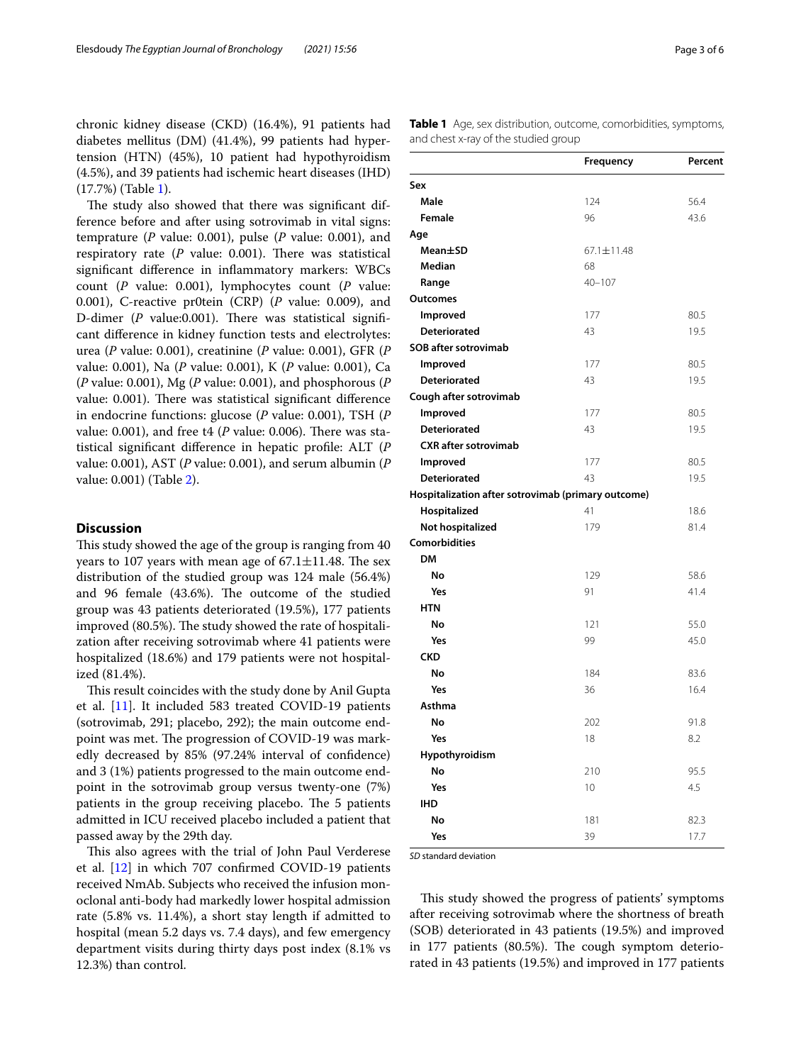chronic kidney disease (CKD) (16.4%), 91 patients had diabetes mellitus (DM) (41.4%), 99 patients had hypertension (HTN) (45%), 10 patient had hypothyroidism (4.5%), and 39 patients had ischemic heart diseases (IHD) (17.7%) (Table 1).

The study also showed that there was significant difference before and after using sotrovimab in vital signs: temprature (*P* value: 0.001), pulse (*P* value: 0.001), and respiratory rate (*P* value: 0.001). There was statistical significant difference in inflammatory markers: WBCs count (*P* value: 0.001), lymphocytes count (*P* value: 0.001), C-reactive pr0tein (CRP) (*P* value: 0.009), and D-dimer (*P* value:0.001). There was statistical significant difference in kidney function tests and electrolytes: urea (*P* value: 0.001), creatinine (*P* value: 0.001), GFR (*P* value: 0.001), Na (*P* value: 0.001), K (*P* value: 0.001), Ca (*P* value: 0.001), Mg (*P* value: 0.001), and phosphorous (*P* value: 0.001). There was statistical significant difference in endocrine functions: glucose (*P* value: 0.001), TSH (*P* value: 0.001), and free t4 (*P* value: 0.006). There was statistical significant difference in hepatic profile: ALT (*P* value: 0.001), AST (*P* value: 0.001), and serum albumin (*P* value: 0.001) (Table 2).

**Table 1** Age, sex distribution, outcome, comorbidities, symptoms, and chest x-ray of the studied group

| | Frequency | Percent |
|---|---|---|
| **Sex** | | |
| **Male** | 124 | 56.4 |
| **Female** | 96 | 43.6 |
| **Age** | | |
| **Mean±SD** | 67.1±11.48 | |
| **Median** | 68 | |
| **Range** | 40–107 | |
| **Outcomes** | | |
| **Improved** | 177 | 80.5 |
| **Deteriorated** | 43 | 19.5 |
| **SOB after sotrovimab** | | |
| **Improved** | 177 | 80.5 |
| **Deteriorated** | 43 | 19.5 |
| **Cough after sotrovimab** | | |
| **Improved** | 177 | 80.5 |
| **Deteriorated** | 43 | 19.5 |
| **CXR after sotrovimab** | | |
| **Improved** | 177 | 80.5 |
| **Deteriorated** | 43 | 19.5 |
| **Hospitalization after sotrovimab (primary outcome)** | | |
| **Hospitalized** | 41 | 18.6 |
| **Not hospitalized** | 179 | 81.4 |
| **Comorbidities** | | |
| **DM** | | |
| **No** | 129 | 58.6 |
| **Yes** | 91 | 41.4 |
| **HTN** | | |
| **No** | 121 | 55.0 |
| **Yes** | 99 | 45.0 |
| **CKD** | | |
| **No** | 184 | 83.6 |
| **Yes** | 36 | 16.4 |
| **Asthma** | | |
| **No** | 202 | 91.8 |
| **Yes** | 18 | 8.2 |
| **Hypothyroidism** | | |
| **No** | 210 | 95.5 |
| **Yes** | 10 | 4.5 |
| **IHD** | | |
| **No** | 181 | 82.3 |
| **Yes** | 39 | 17.7 |

*SD* standard deviation

## Discussion

This study showed the age of the group is ranging from 40 years to 107 years with mean age of 67.1±11.48. The sex distribution of the studied group was 124 male (56.4%) and 96 female (43.6%). The outcome of the studied group was 43 patients deteriorated (19.5%), 177 patients improved (80.5%). The study showed the rate of hospitalization after receiving sotrovimab where 41 patients were hospitalized (18.6%) and 179 patients were not hospitalized (81.4%).

This result coincides with the study done by Anil Gupta et al. [11]. It included 583 treated COVID-19 patients (sotrovimab, 291; placebo, 292); the main outcome endpoint was met. The progression of COVID-19 was markedly decreased by 85% (97.24% interval of confidence) and 3 (1%) patients progressed to the main outcome endpoint in the sotrovimab group versus twenty-one (7%) patients in the group receiving placebo. The 5 patients admitted in ICU received placebo included a patient that passed away by the 29th day.

This also agrees with the trial of John Paul Verderese et al. [12] in which 707 confirmed COVID-19 patients received NmAb. Subjects who received the infusion monoclonal anti-body had markedly lower hospital admission rate (5.8% vs. 11.4%), a short stay length if admitted to hospital (mean 5.2 days vs. 7.4 days), and few emergency department visits during thirty days post index (8.1% vs 12.3%) than control.

This study showed the progress of patients' symptoms after receiving sotrovimab where the shortness of breath (SOB) deteriorated in 43 patients (19.5%) and improved in 177 patients (80.5%). The cough symptom deteriorated in 43 patients (19.5%) and improved in 177 patients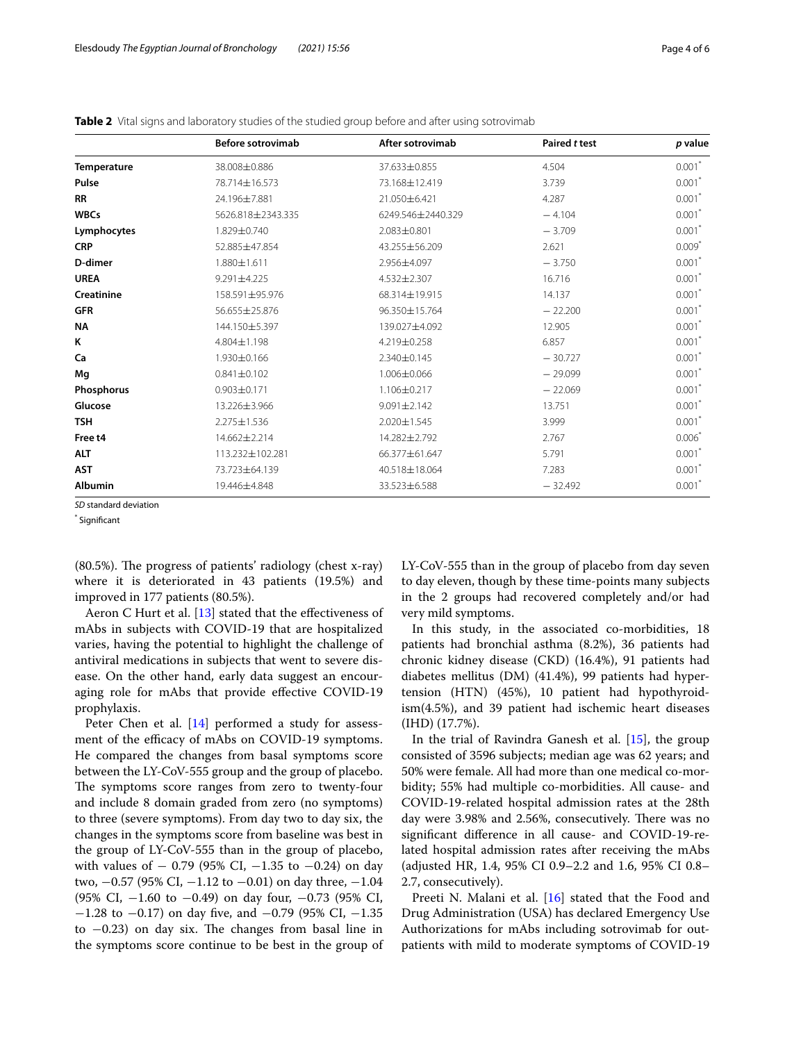**Table 2** Vital signs and laboratory studies of the studied group before and after using sotrovimab

| | Before sotrovimab | After sotrovimab | Paired *t* test | *p* value |
|---|---|---|---|---|
| **Temperature** | 38.008±0.886 | 37.633±0.855 | 4.504 | 0.001* |
| **Pulse** | 78.714±16.573 | 73.168±12.419 | 3.739 | 0.001* |
| **RR** | 24.196±7.881 | 21.050±6.421 | 4.287 | 0.001* |
| **WBCs** | 5626.818±2343.335 | 6249.546±2440.329 | −4.104 | 0.001* |
| **Lymphocytes** | 1.829±0.740 | 2.083±0.801 | −3.709 | 0.001* |
| **CRP** | 52.885±47.854 | 43.255±56.209 | 2.621 | 0.009* |
| **D-dimer** | 1.880±1.611 | 2.956±4.097 | −3.750 | 0.001* |
| **UREA** | 9.291±4.225 | 4.532±2.307 | 16.716 | 0.001* |
| **Creatinine** | 158.591±95.976 | 68.314±19.915 | 14.137 | 0.001* |
| **GFR** | 56.655±25.876 | 96.350±15.764 | −22.200 | 0.001* |
| **NA** | 144.150±5.397 | 139.027±4.092 | 12.905 | 0.001* |
| **K** | 4.804±1.198 | 4.219±0.258 | 6.857 | 0.001* |
| **Ca** | 1.930±0.166 | 2.340±0.145 | −30.727 | 0.001* |
| **Mg** | 0.841±0.102 | 1.006±0.066 | −29.099 | 0.001* |
| **Phosphorus** | 0.903±0.171 | 1.106±0.217 | −22.069 | 0.001* |
| **Glucose** | 13.226±3.966 | 9.091±2.142 | 13.751 | 0.001* |
| **TSH** | 2.275±1.536 | 2.020±1.545 | 3.999 | 0.001* |
| **Free t4** | 14.662±2.214 | 14.282±2.792 | 2.767 | 0.006* |
| **ALT** | 113.232±102.281 | 66.377±61.647 | 5.791 | 0.001* |
| **AST** | 73.723±64.139 | 40.518±18.064 | 7.283 | 0.001* |
| **Albumin** | 19.446±4.848 | 33.523±6.588 | −32.492 | 0.001* |

*SD* standard deviation

* Significant

(80.5%). The progress of patients' radiology (chest x-ray) where it is deteriorated in 43 patients (19.5%) and improved in 177 patients (80.5%).

Aeron C Hurt et al. [13] stated that the effectiveness of mAbs in subjects with COVID-19 that are hospitalized varies, having the potential to highlight the challenge of antiviral medications in subjects that went to severe disease. On the other hand, early data suggest an encouraging role for mAbs that provide effective COVID-19 prophylaxis.

Peter Chen et al. [14] performed a study for assessment of the efficacy of mAbs on COVID-19 symptoms. He compared the changes from basal symptoms score between the LY-CoV-555 group and the group of placebo. The symptoms score ranges from zero to twenty-four and include 8 domain graded from zero (no symptoms) to three (severe symptoms). From day two to day six, the changes in the symptoms score from baseline was best in the group of LY-CoV-555 than in the group of placebo, with values of − 0.79 (95% CI, −1.35 to −0.24) on day two, −0.57 (95% CI, −1.12 to −0.01) on day three, −1.04 (95% CI, −1.60 to −0.49) on day four, −0.73 (95% CI, −1.28 to −0.17) on day five, and −0.79 (95% CI, −1.35 to −0.23) on day six. The changes from basal line in the symptoms score continue to be best in the group of LY-CoV-555 than in the group of placebo from day seven to day eleven, though by these time-points many subjects in the 2 groups had recovered completely and/or had very mild symptoms.

In this study, in the associated co-morbidities, 18 patients had bronchial asthma (8.2%), 36 patients had chronic kidney disease (CKD) (16.4%), 91 patients had diabetes mellitus (DM) (41.4%), 99 patients had hypertension (HTN) (45%), 10 patient had hypothyroidism(4.5%), and 39 patient had ischemic heart diseases (IHD) (17.7%).

In the trial of Ravindra Ganesh et al. [15], the group consisted of 3596 subjects; median age was 62 years; and 50% were female. All had more than one medical co-morbidity; 55% had multiple co-morbidities. All cause- and COVID-19-related hospital admission rates at the 28th day were 3.98% and 2.56%, consecutively. There was no significant difference in all cause- and COVID-19-related hospital admission rates after receiving the mAbs (adjusted HR, 1.4, 95% CI 0.9–2.2 and 1.6, 95% CI 0.8–2.7, consecutively).

Preeti N. Malani et al. [16] stated that the Food and Drug Administration (USA) has declared Emergency Use Authorizations for mAbs including sotrovimab for outpatients with mild to moderate symptoms of COVID-19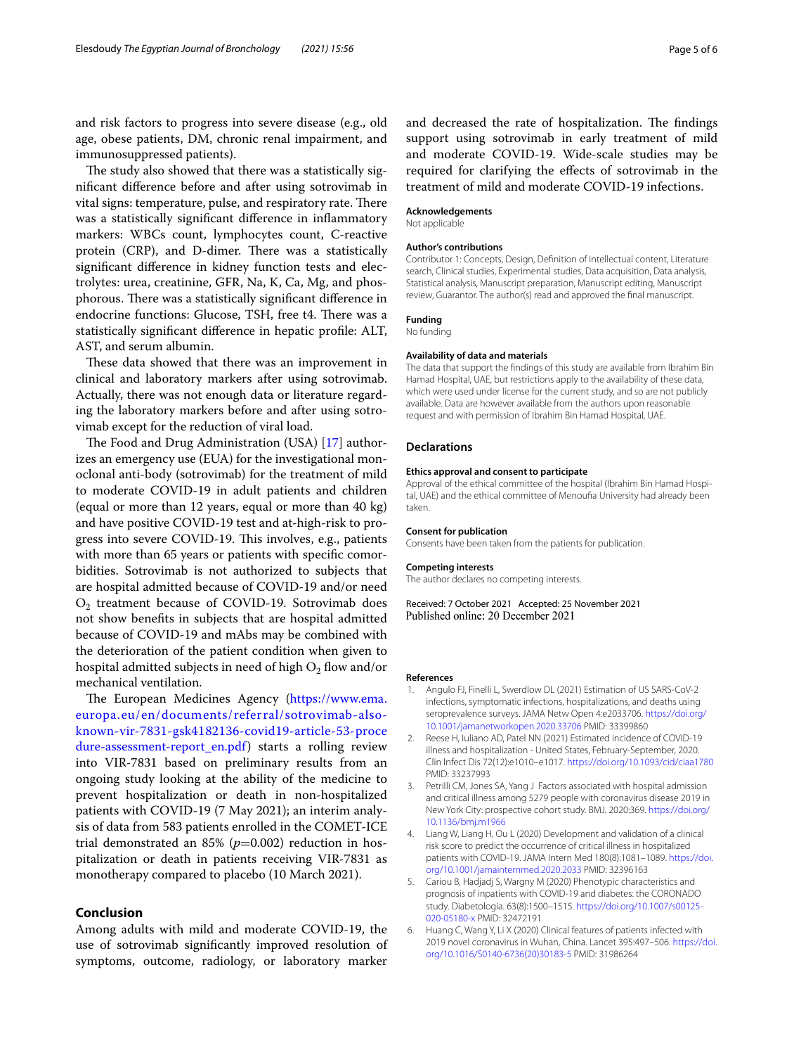and risk factors to progress into severe disease (e.g., old age, obese patients, DM, chronic renal impairment, and immunosuppressed patients).

The study also showed that there was a statistically significant difference before and after using sotrovimab in vital signs: temperature, pulse, and respiratory rate. There was a statistically significant difference in inflammatory markers: WBCs count, lymphocytes count, C-reactive protein (CRP), and D-dimer. There was a statistically significant difference in kidney function tests and electrolytes: urea, creatinine, GFR, Na, K, Ca, Mg, and phosphorous. There was a statistically significant difference in endocrine functions: Glucose, TSH, free t4. There was a statistically significant difference in hepatic profile: ALT, AST, and serum albumin.

These data showed that there was an improvement in clinical and laboratory markers after using sotrovimab. Actually, there was not enough data or literature regarding the laboratory markers before and after using sotrovimab except for the reduction of viral load.

The Food and Drug Administration (USA) [17] authorizes an emergency use (EUA) for the investigational monoclonal anti-body (sotrovimab) for the treatment of mild to moderate COVID-19 in adult patients and children (equal or more than 12 years, equal or more than 40 kg) and have positive COVID-19 test and at-high-risk to progress into severe COVID-19. This involves, e.g., patients with more than 65 years or patients with specific comorbidities. Sotrovimab is not authorized to subjects that are hospital admitted because of COVID-19 and/or need $O_2$ treatment because of COVID-19. Sotrovimab does not show benefits in subjects that are hospital admitted because of COVID-19 and mAbs may be combined with the deterioration of the patient condition when given to hospital admitted subjects in need of high $O_2$ flow and/or mechanical ventilation.

The European Medicines Agency (https://www.ema.europa.eu/en/documents/referral/sotrovimab-also-known-vir-7831-gsk4182136-covid19-article-53-procedure-assessment-report_en.pdf) starts a rolling review into VIR-7831 based on preliminary results from an ongoing study looking at the ability of the medicine to prevent hospitalization or death in non-hospitalized patients with COVID-19 (7 May 2021); an interim analysis of data from 583 patients enrolled in the COMET-ICE trial demonstrated an 85% ($p$=0.002) reduction in hospitalization or death in patients receiving VIR-7831 as monotherapy compared to placebo (10 March 2021).

## Conclusion

Among adults with mild and moderate COVID-19, the use of sotrovimab significantly improved resolution of symptoms, outcome, radiology, or laboratory marker and decreased the rate of hospitalization. The findings support using sotrovimab in early treatment of mild and moderate COVID-19. Wide-scale studies may be required for clarifying the effects of sotrovimab in the treatment of mild and moderate COVID-19 infections.

#### Acknowledgements

Not applicable

#### Author's contributions

Contributor 1: Concepts, Design, Definition of intellectual content, Literature search, Clinical studies, Experimental studies, Data acquisition, Data analysis, Statistical analysis, Manuscript preparation, Manuscript editing, Manuscript review, Guarantor. The author(s) read and approved the final manuscript.

#### Funding

No funding

#### Availability of data and materials

The data that support the findings of this study are available from Ibrahim Bin Hamad Hospital, UAE, but restrictions apply to the availability of these data, which were used under license for the current study, and so are not publicly available. Data are however available from the authors upon reasonable request and with permission of Ibrahim Bin Hamad Hospital, UAE.

### Declarations

#### Ethics approval and consent to participate

Approval of the ethical committee of the hospital (Ibrahim Bin Hamad Hospital, UAE) and the ethical committee of Menoufia University had already been taken.

#### Consent for publication

Consents have been taken from the patients for publication.

#### Competing interests

The author declares no competing interests.

Received: 7 October 2021 Accepted: 25 November 2021
Published online: 20 December 2021

#### References

1. Angulo FJ, Finelli L, Swerdlow DL (2021) Estimation of US SARS-CoV-2 infections, symptomatic infections, hospitalizations, and deaths using seroprevalence surveys. JAMA Netw Open 4:e2033706. https://doi.org/10.1001/jamanetworkopen.2020.33706 PMID: 33399860
2. Reese H, Iuliano AD, Patel NN (2021) Estimated incidence of COVID-19 illness and hospitalization - United States, February-September, 2020. Clin Infect Dis 72(12):e1010–e1017. https://doi.org/10.1093/cid/ciaa1780 PMID: 33237993
3. Petrilli CM, Jones SA, Yang J Factors associated with hospital admission and critical illness among 5279 people with coronavirus disease 2019 in New York City: prospective cohort study. BMJ. 2020:369. https://doi.org/10.1136/bmj.m1966
4. Liang W, Liang H, Ou L (2020) Development and validation of a clinical risk score to predict the occurrence of critical illness in hospitalized patients with COVID-19. JAMA Intern Med 180(8):1081–1089. https://doi.org/10.1001/jamainternmed.2020.2033 PMID: 32396163
5. Cariou B, Hadjadj S, Wargny M (2020) Phenotypic characteristics and prognosis of inpatients with COVID-19 and diabetes: the CORONADO study. Diabetologia. 63(8):1500–1515. https://doi.org/10.1007/s00125-020-05180-x PMID: 32472191
6. Huang C, Wang Y, Li X (2020) Clinical features of patients infected with 2019 novel coronavirus in Wuhan, China. Lancet 395:497–506. https://doi.org/10.1016/S0140-6736(20)30183-5 PMID: 31986264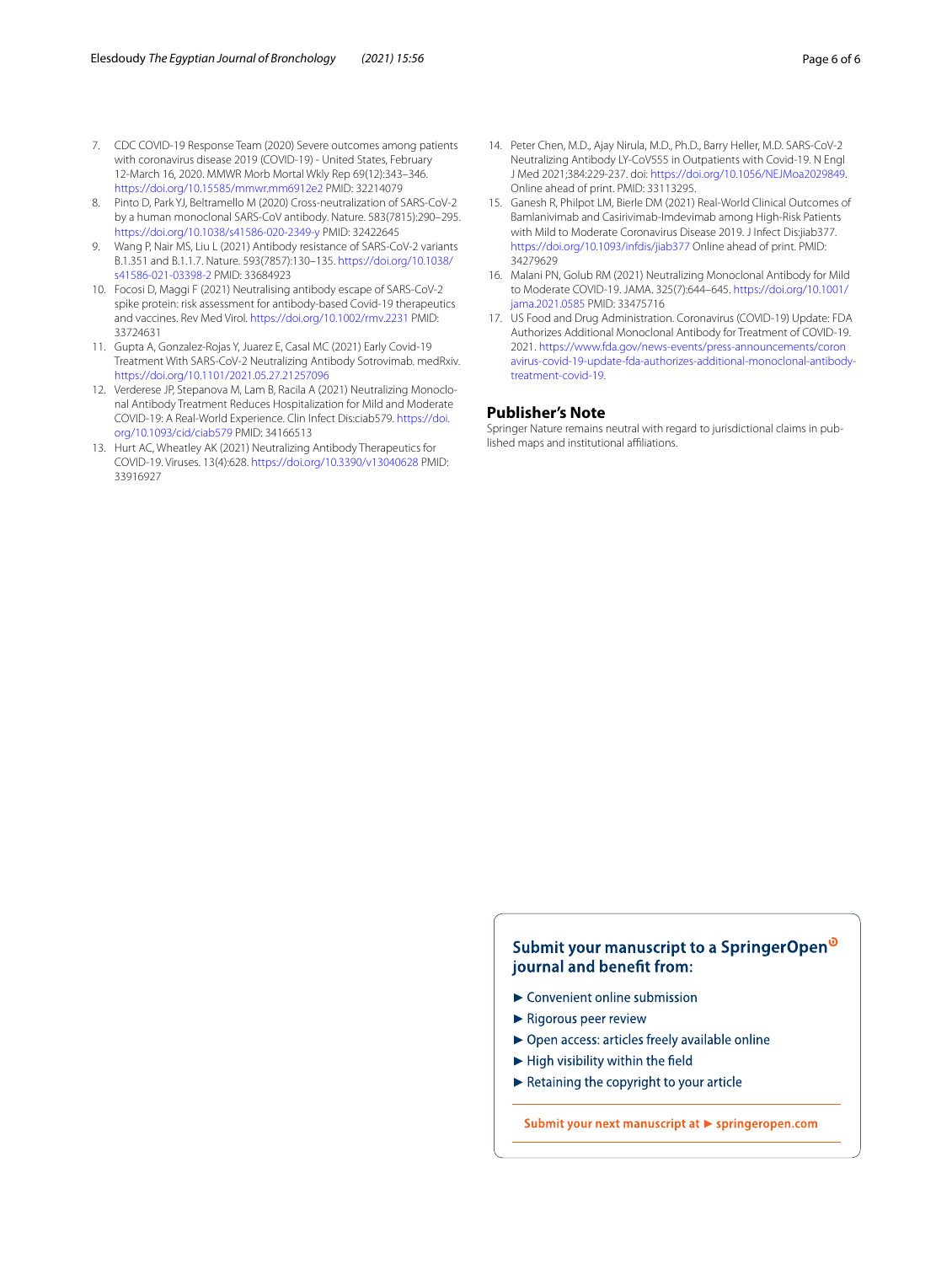7. CDC COVID-19 Response Team (2020) Severe outcomes among patients with coronavirus disease 2019 (COVID-19) - United States, February 12-March 16, 2020. MMWR Morb Mortal Wkly Rep 69(12):343–346. https://doi.org/10.15585/mmwr.mm6912e2 PMID: 32214079
8. Pinto D, Park YJ, Beltramello M (2020) Cross-neutralization of SARS-CoV-2 by a human monoclonal SARS-CoV antibody. Nature. 583(7815):290–295. https://doi.org/10.1038/s41586-020-2349-y PMID: 32422645
9. Wang P, Nair MS, Liu L (2021) Antibody resistance of SARS-CoV-2 variants B.1.351 and B.1.1.7. Nature. 593(7857):130–135. https://doi.org/10.1038/s41586-021-03398-2 PMID: 33684923
10. Focosi D, Maggi F (2021) Neutralising antibody escape of SARS-CoV-2 spike protein: risk assessment for antibody-based Covid-19 therapeutics and vaccines. Rev Med Virol. https://doi.org/10.1002/rmv.2231 PMID: 33724631
11. Gupta A, Gonzalez-Rojas Y, Juarez E, Casal MC (2021) Early Covid-19 Treatment With SARS-CoV-2 Neutralizing Antibody Sotrovimab. medRxiv. https://doi.org/10.1101/2021.05.27.21257096
12. Verderese JP, Stepanova M, Lam B, Racila A (2021) Neutralizing Monoclonal Antibody Treatment Reduces Hospitalization for Mild and Moderate COVID-19: A Real-World Experience. Clin Infect Dis:ciab579. https://doi.org/10.1093/cid/ciab579 PMID: 34166513
13. Hurt AC, Wheatley AK (2021) Neutralizing Antibody Therapeutics for COVID-19. Viruses. 13(4):628. https://doi.org/10.3390/v13040628 PMID: 33916927
14. Peter Chen, M.D., Ajay Nirula, M.D., Ph.D., Barry Heller, M.D. SARS-CoV-2 Neutralizing Antibody LY-CoV555 in Outpatients with Covid-19. N Engl J Med 2021;384:229-237. doi: https://doi.org/10.1056/NEJMoa2029849. Online ahead of print. PMID: 33113295.
15. Ganesh R, Philpot LM, Bierle DM (2021) Real-World Clinical Outcomes of Bamlanivimab and Casirivimab-Imdevimab among High-Risk Patients with Mild to Moderate Coronavirus Disease 2019. J Infect Dis:jiab377. https://doi.org/10.1093/infdis/jiab377 Online ahead of print. PMID: 34279629
16. Malani PN, Golub RM (2021) Neutralizing Monoclonal Antibody for Mild to Moderate COVID-19. JAMA. 325(7):644–645. https://doi.org/10.1001/jama.2021.0585 PMID: 33475716
17. US Food and Drug Administration. Coronavirus (COVID-19) Update: FDA Authorizes Additional Monoclonal Antibody for Treatment of COVID-19. 2021. https://www.fda.gov/news-events/press-announcements/coronavirus-covid-19-update-fda-authorizes-additional-monoclonal-antibody-treatment-covid-19.

## Publisher's Note

Springer Nature remains neutral with regard to jurisdictional claims in published maps and institutional affiliations.

**Submit your manuscript to a SpringerOpen journal and benefit from:**

- ► Convenient online submission
- ► Rigorous peer review
- ► Open access: articles freely available online
- ► High visibility within the field
- ► Retaining the copyright to your article

**Submit your next manuscript at ► springeropen.com**